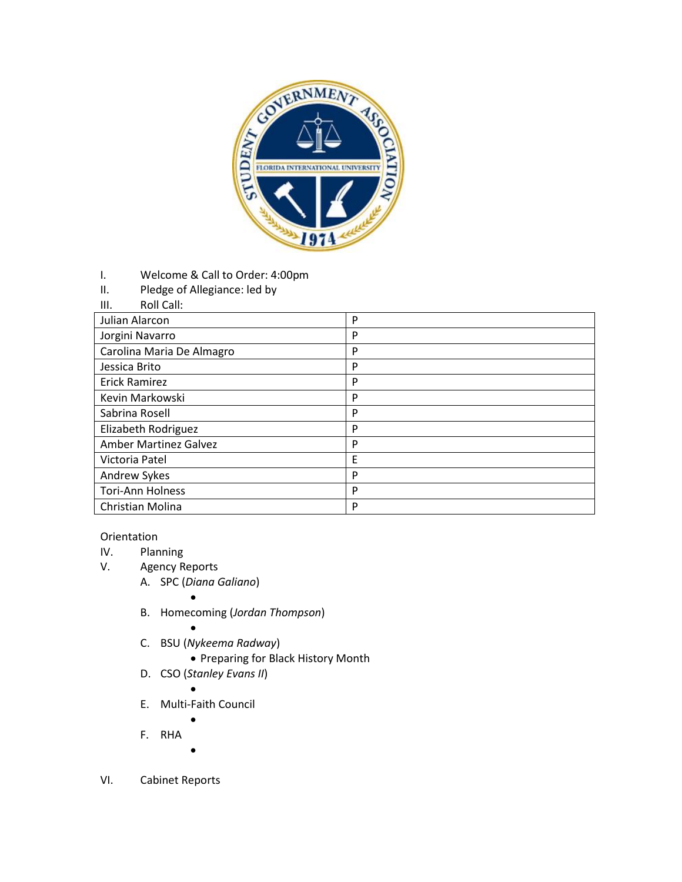I. Welcome & Call to Order: 4:00pm

II. Pledge of Allegiance: led by

III. Roll Call:

| Julian Alarcon | P |
|---|---|
| Jorgini Navarro | P |
| Carolina Maria De Almagro | P |
| Jessica Brito | P |
| Erick Ramirez | P |
| Kevin Markowski | P |
| Sabrina Rosell | P |
| Elizabeth Rodriguez | P |
| Amber Martinez Galvez | P |
| Victoria Patel | E |
| Andrew Sykes | P |
| Tori-Ann Holness | P |
| Christian Molina | P |

Orientation

IV. Planning

V. Agency Reports

A. SPC (*Diana Galiano*)
   -

B. Homecoming (*Jordan Thompson*)
   -

C. BSU (*Nykeema Radway*)
   - Preparing for Black History Month

D. CSO (*Stanley Evans II*)
   -

E. Multi-Faith Council
   -

F. RHA
   -

VI. Cabinet Reports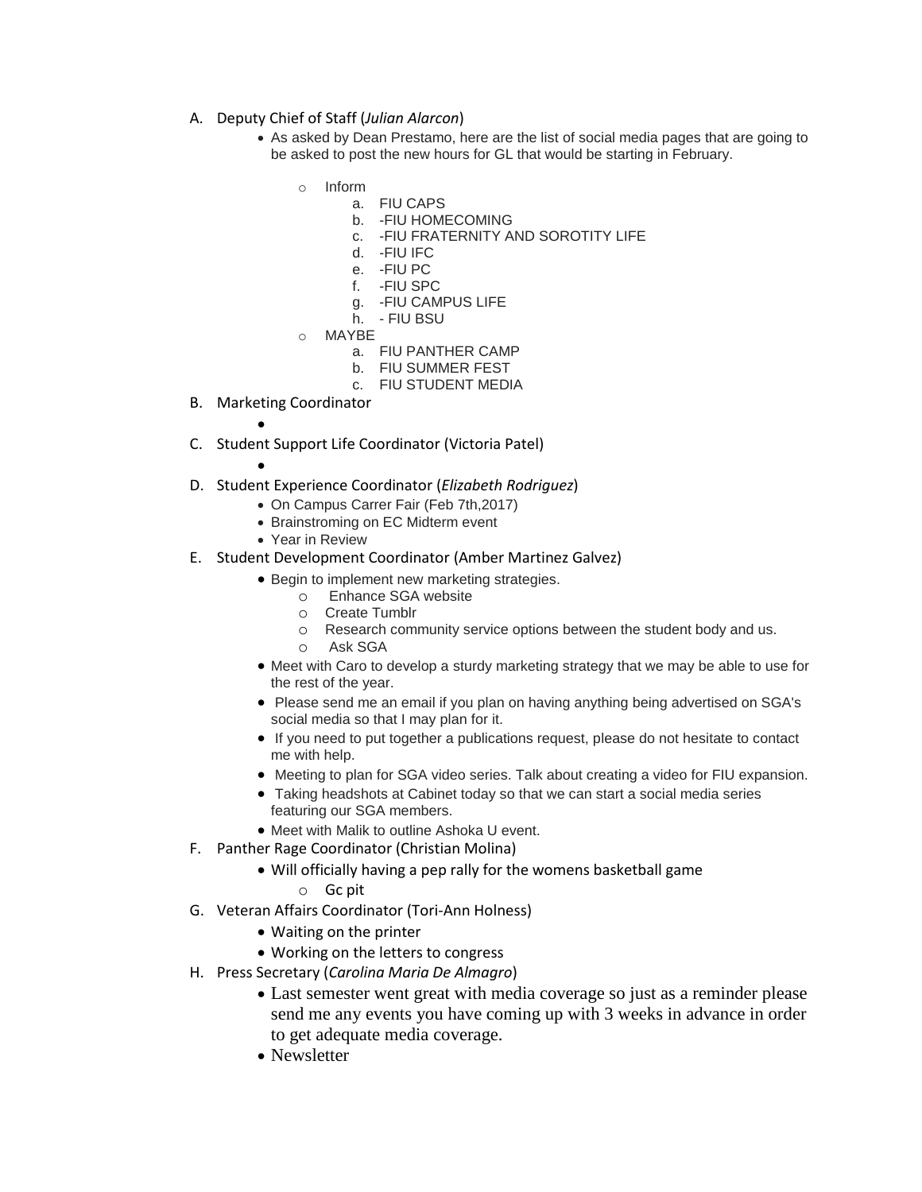A. Deputy Chief of Staff (*Julian Alarcon*)
   - As asked by Dean Prestamo, here are the list of social media pages that are going to be asked to post the new hours for GL that would be starting in February.
     - Inform
       a. FIU CAPS
       b. -FIU HOMECOMING
       c. -FIU FRATERNITY AND SOROTITY LIFE
       d. -FIU IFC
       e. -FIU PC
       f. -FIU SPC
       g. -FIU CAMPUS LIFE
       h. - FIU BSU
     - MAYBE
       a. FIU PANTHER CAMP
       b. FIU SUMMER FEST
       c. FIU STUDENT MEDIA

B. Marketing Coordinator
   - 

C. Student Support Life Coordinator (Victoria Patel)
   - 

D. Student Experience Coordinator (*Elizabeth Rodriguez*)
   - On Campus Carrer Fair (Feb 7th,2017)
   - Brainstroming on EC Midterm event
   - Year in Review

E. Student Development Coordinator (Amber Martinez Galvez)
   - Begin to implement new marketing strategies.
     - Enhance SGA website
     - Create Tumblr
     - Research community service options between the student body and us.
     - Ask SGA
   - Meet with Caro to develop a sturdy marketing strategy that we may be able to use for the rest of the year.
   - Please send me an email if you plan on having anything being advertised on SGA's social media so that I may plan for it.
   - If you need to put together a publications request, please do not hesitate to contact me with help.
   - Meeting to plan for SGA video series. Talk about creating a video for FIU expansion.
   - Taking headshots at Cabinet today so that we can start a social media series featuring our SGA members.
   - Meet with Malik to outline Ashoka U event.

F. Panther Rage Coordinator (Christian Molina)
   - Will officially having a pep rally for the womens basketball game
     - Gc pit

G. Veteran Affairs Coordinator (Tori-Ann Holness)
   - Waiting on the printer
   - Working on the letters to congress

H. Press Secretary (*Carolina Maria De Almagro*)
   - Last semester went great with media coverage so just as a reminder please send me any events you have coming up with 3 weeks in advance in order to get adequate media coverage.
   - Newsletter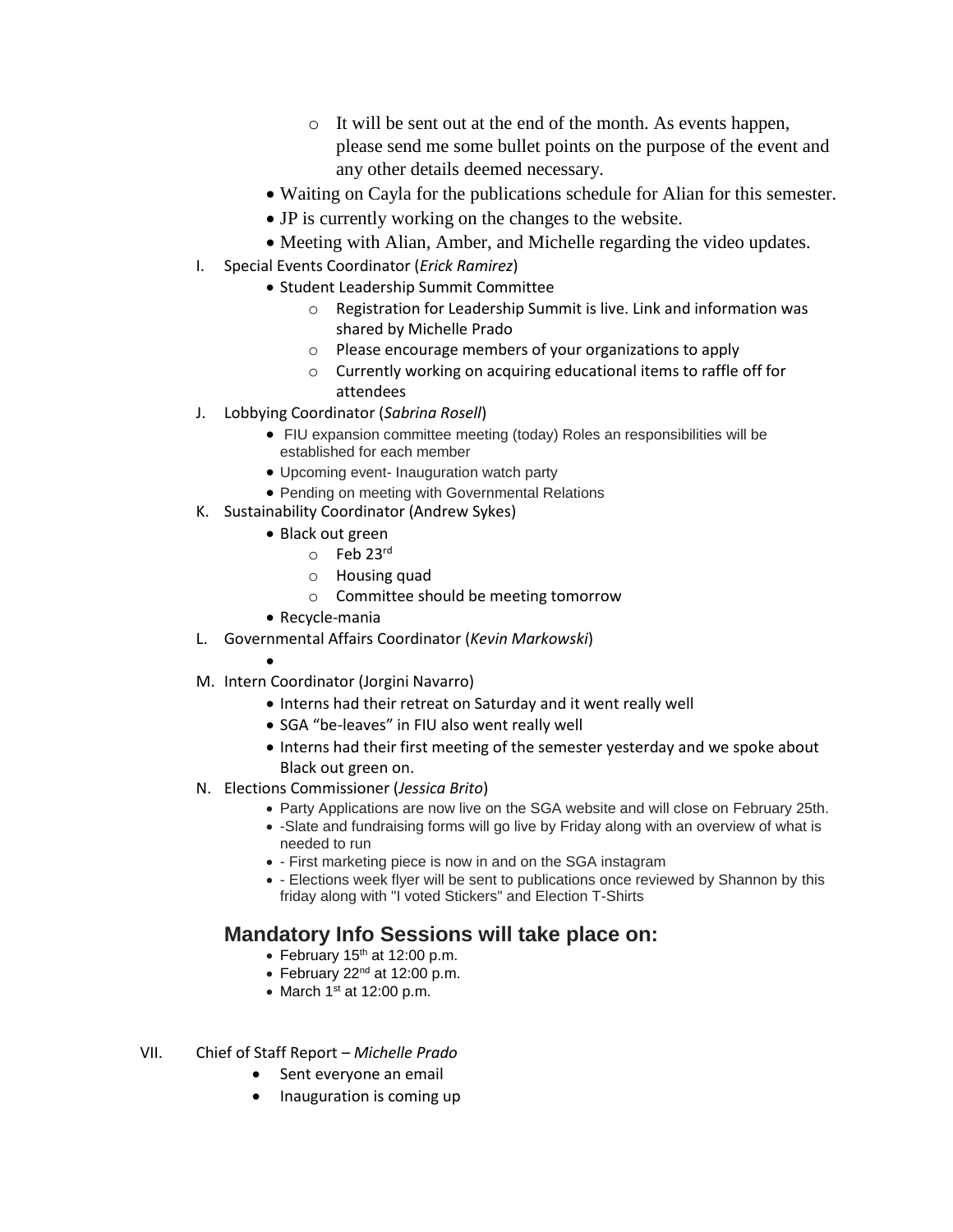- It will be sent out at the end of the month. As events happen, please send me some bullet points on the purpose of the event and any other details deemed necessary.
  - Waiting on Cayla for the publications schedule for Alian for this semester.
  - JP is currently working on the changes to the website.
  - Meeting with Alian, Amber, and Michelle regarding the video updates.

I. Special Events Coordinator (*Erick Ramirez*)
  - Student Leadership Summit Committee
    - Registration for Leadership Summit is live. Link and information was shared by Michelle Prado
    - Please encourage members of your organizations to apply
    - Currently working on acquiring educational items to raffle off for attendees

J. Lobbying Coordinator (*Sabrina Rosell*)
  - FIU expansion committee meeting (today) Roles an responsibilities will be established for each member
  - Upcoming event- Inauguration watch party
  - Pending on meeting with Governmental Relations

K. Sustainability Coordinator (Andrew Sykes)
  - Black out green
    - Feb 23rd
    - Housing quad
    - Committee should be meeting tomorrow
  - Recycle-mania

L. Governmental Affairs Coordinator (*Kevin Markowski*)
  -

M. Intern Coordinator (Jorgini Navarro)
  - Interns had their retreat on Saturday and it went really well
  - SGA "be-leaves" in FIU also went really well
  - Interns had their first meeting of the semester yesterday and we spoke about Black out green on.

N. Elections Commissioner (*Jessica Brito*)
  - Party Applications are now live on the SGA website and will close on February 25th.
  - -Slate and fundraising forms will go live by Friday along with an overview of what is needed to run
  - - First marketing piece is now in and on the SGA instagram
  - - Elections week flyer will be sent to publications once reviewed by Shannon by this friday along with "I voted Stickers" and Election T-Shirts

## Mandatory Info Sessions will take place on:

- February 15th at 12:00 p.m.
- February 22nd at 12:00 p.m.
- March 1st at 12:00 p.m.

VII. Chief of Staff Report – *Michelle Prado*
  - Sent everyone an email
  - Inauguration is coming up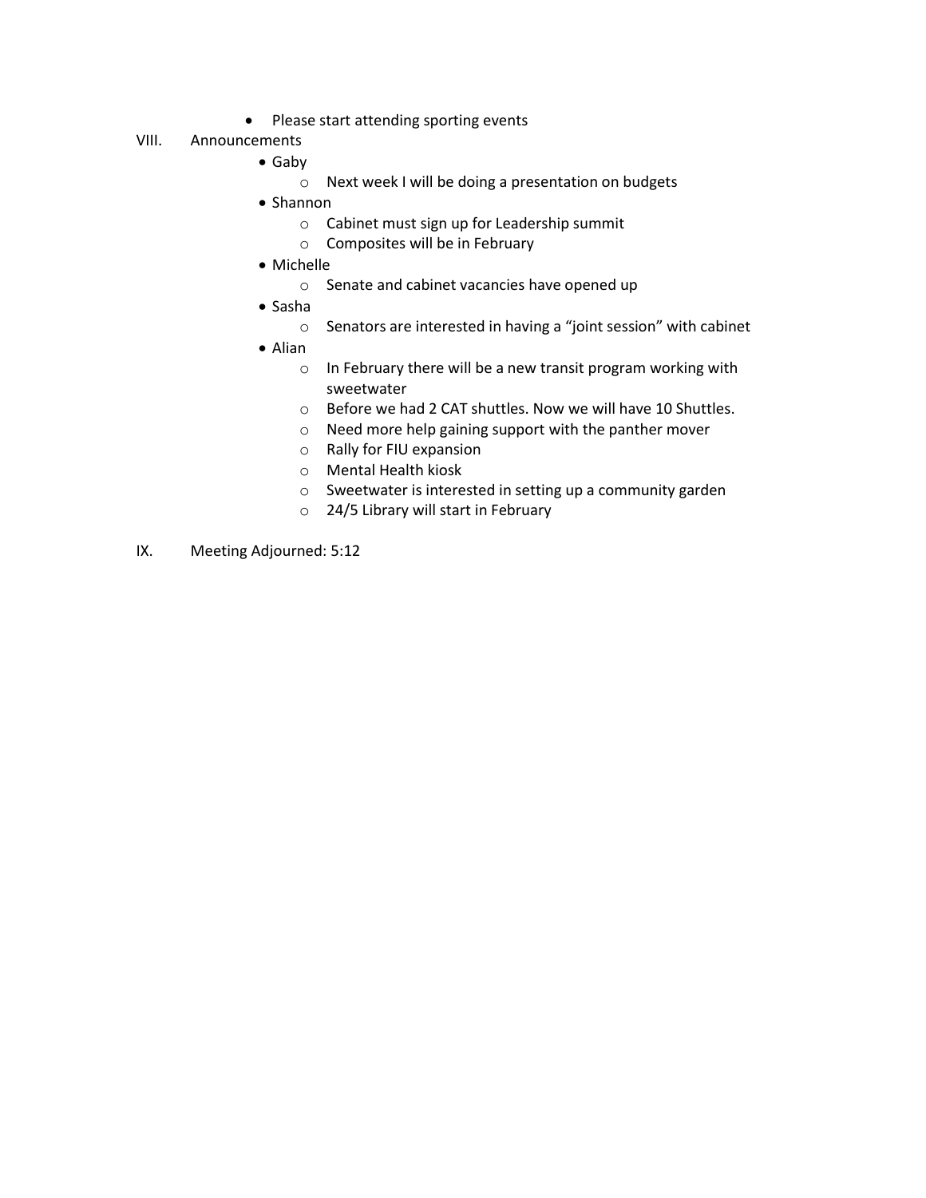- Please start attending sporting events

VIII. Announcements

- Gaby
  - Next week I will be doing a presentation on budgets
- Shannon
  - Cabinet must sign up for Leadership summit
  - Composites will be in February
- Michelle
  - Senate and cabinet vacancies have opened up
- Sasha
  - Senators are interested in having a "joint session" with cabinet
- Alian
  - In February there will be a new transit program working with sweetwater
  - Before we had 2 CAT shuttles. Now we will have 10 Shuttles.
  - Need more help gaining support with the panther mover
  - Rally for FIU expansion
  - Mental Health kiosk
  - Sweetwater is interested in setting up a community garden
  - 24/5 Library will start in February

IX. Meeting Adjourned: 5:12